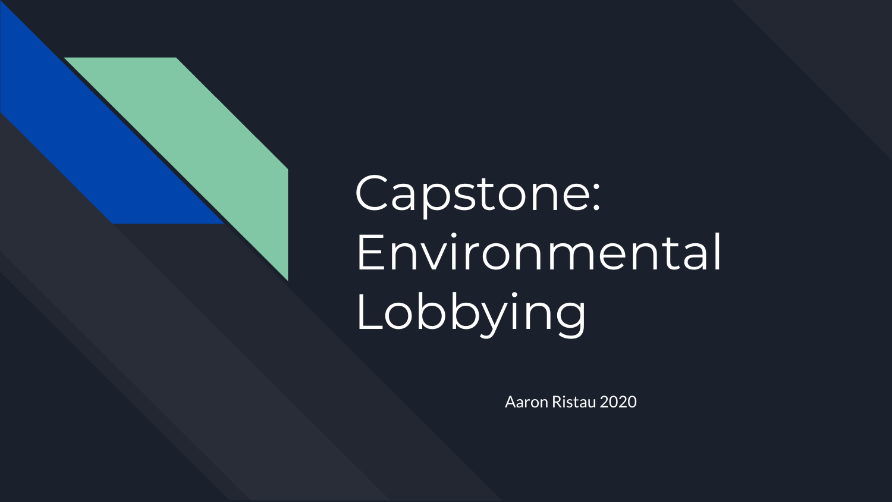# Capstone: Environmental Lobbying

Aaron Ristau 2020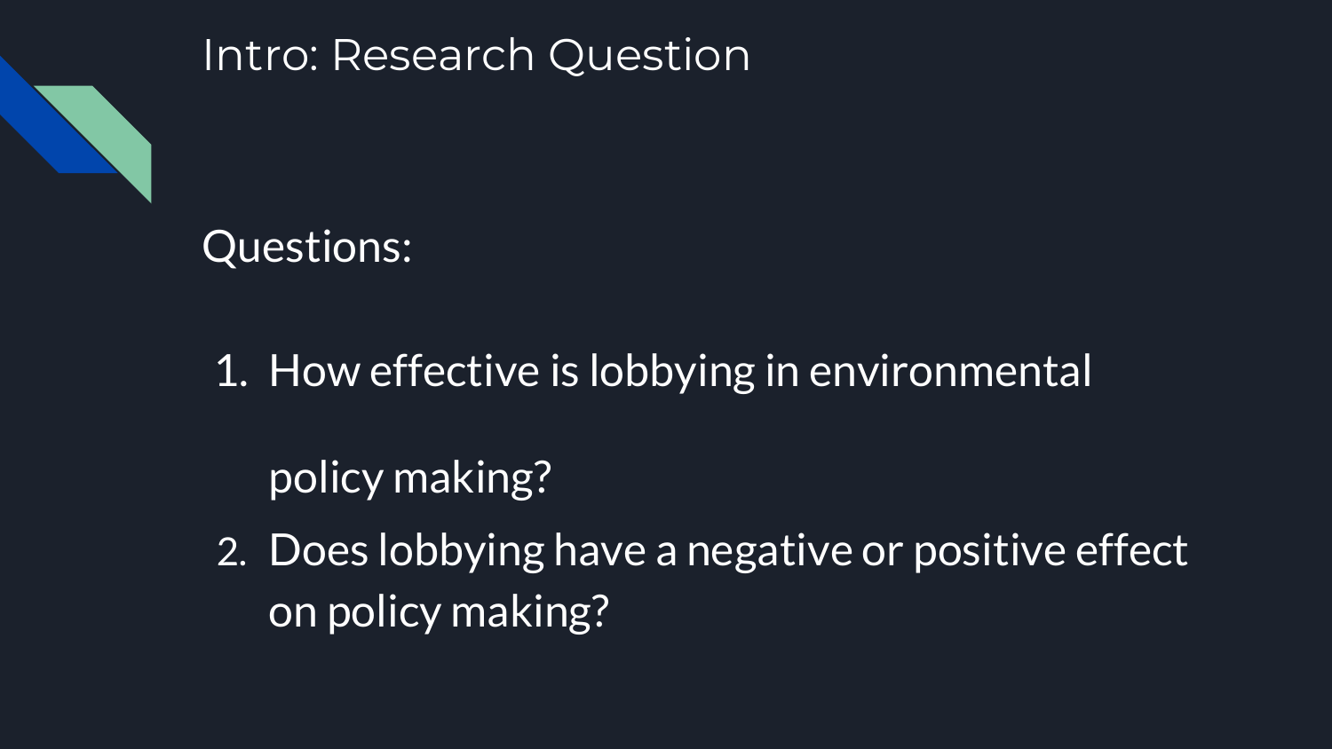# Intro: Research Question

Questions:

1. How effective is lobbying in environmental policy making?
2. Does lobbying have a negative or positive effect on policy making?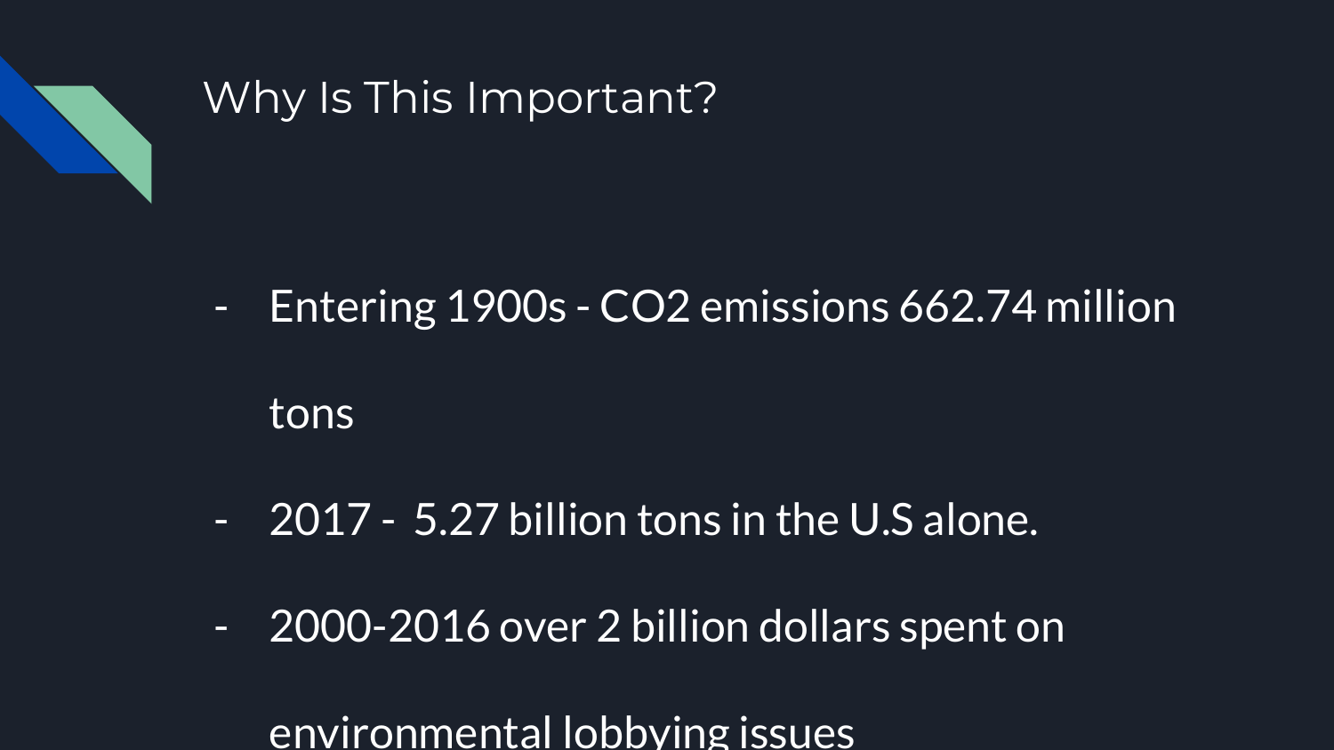# Why Is This Important?

- Entering 1900s - $CO_2$ emissions 662.74 million tons
- 2017 - 5.27 billion tons in the U.S alone.
- 2000-2016 over 2 billion dollars spent on environmental lobbying issues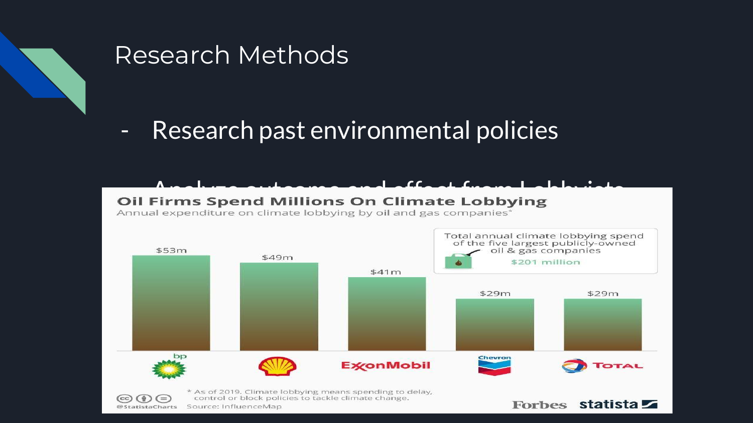# Research Methods

- Research past environmental policies
- Analyze outcome and effect from Lobbyists

**Oil Firms Spend Millions On Climate Lobbying**

Annual expenditure on climate lobbying by oil and gas companies*

| Company | Annual climate lobbying spend |
|---|---|
| bp | $53m |
| Shell | $49m |
| ExxonMobil | $41m |
| Chevron | $29m |
| Total | $29m |

Total annual climate lobbying spend of the five largest publicly-owned oil & gas companies: $201 million

* As of 2019. Climate lobbying means spending to delay, control or block policies to tackle climate change.

Source: InfluenceMap

@StatistaCharts

Forbes statista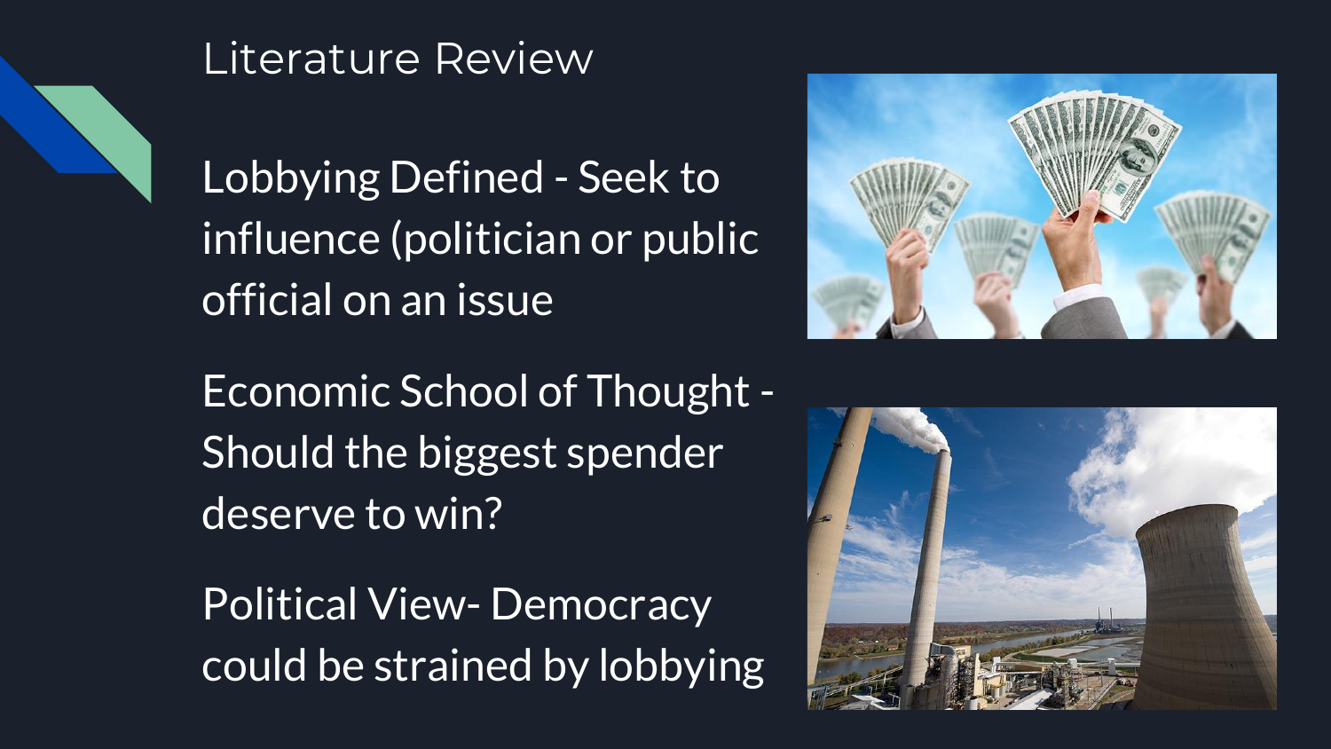# Literature Review

Lobbying Defined - Seek to influence (politician or public official on an issue

Economic School of Thought - Should the biggest spender deserve to win?

Political View- Democracy could be strained by lobbying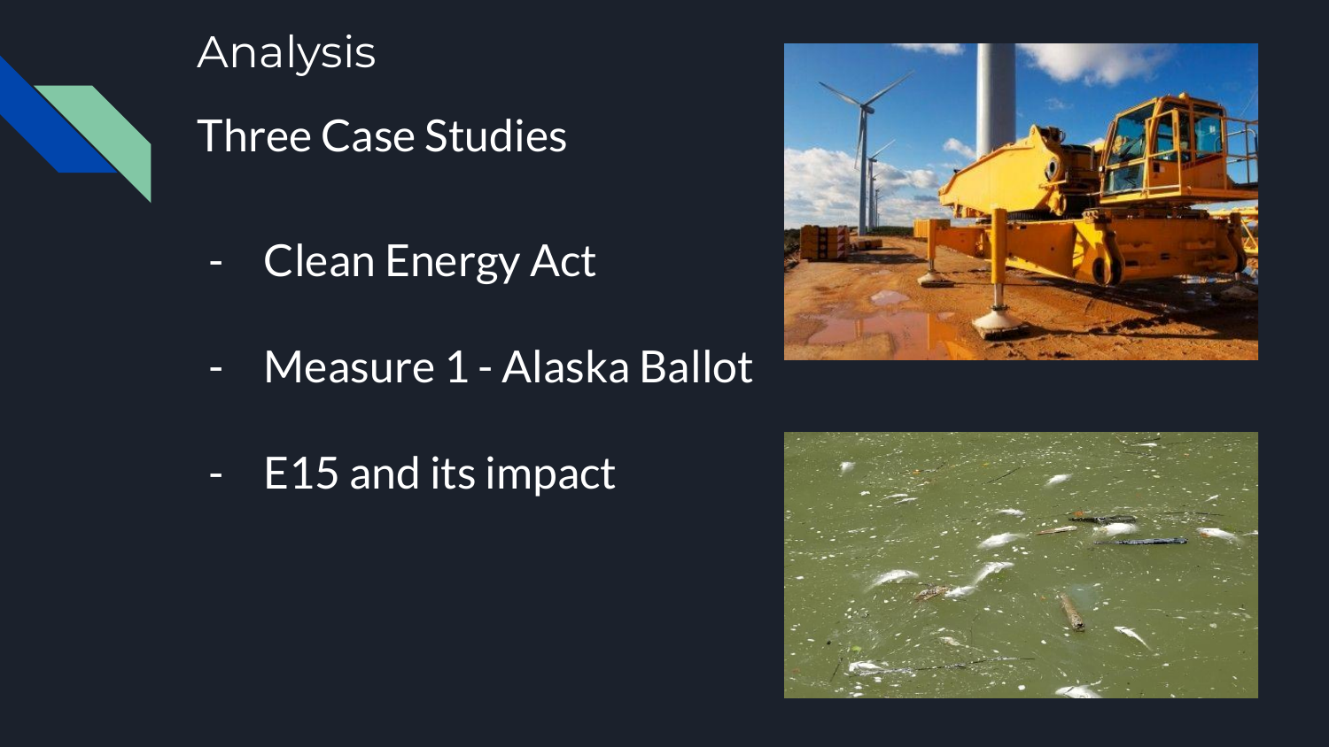# Analysis

## Three Case Studies

- Clean Energy Act
- Measure 1 - Alaska Ballot
- E15 and its impact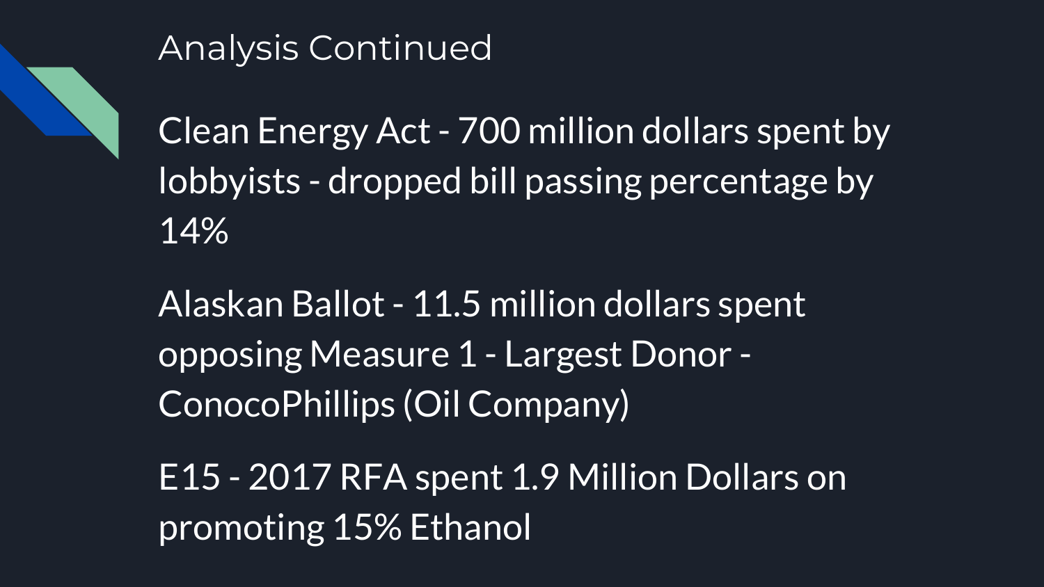# Analysis Continued

Clean Energy Act - 700 million dollars spent by lobbyists - dropped bill passing percentage by 14%

Alaskan Ballot - 11.5 million dollars spent opposing Measure 1 - Largest Donor - ConocoPhillips (Oil Company)

E15 - 2017 RFA spent 1.9 Million Dollars on promoting 15% Ethanol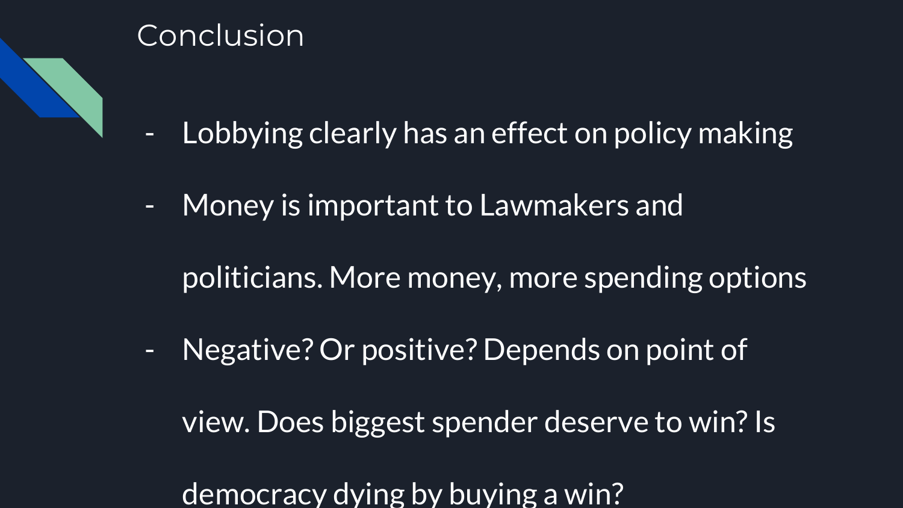# Conclusion

- Lobbying clearly has an effect on policy making
- Money is important to Lawmakers and politicians. More money, more spending options
- Negative? Or positive? Depends on point of view. Does biggest spender deserve to win? Is democracy dying by buying a win?